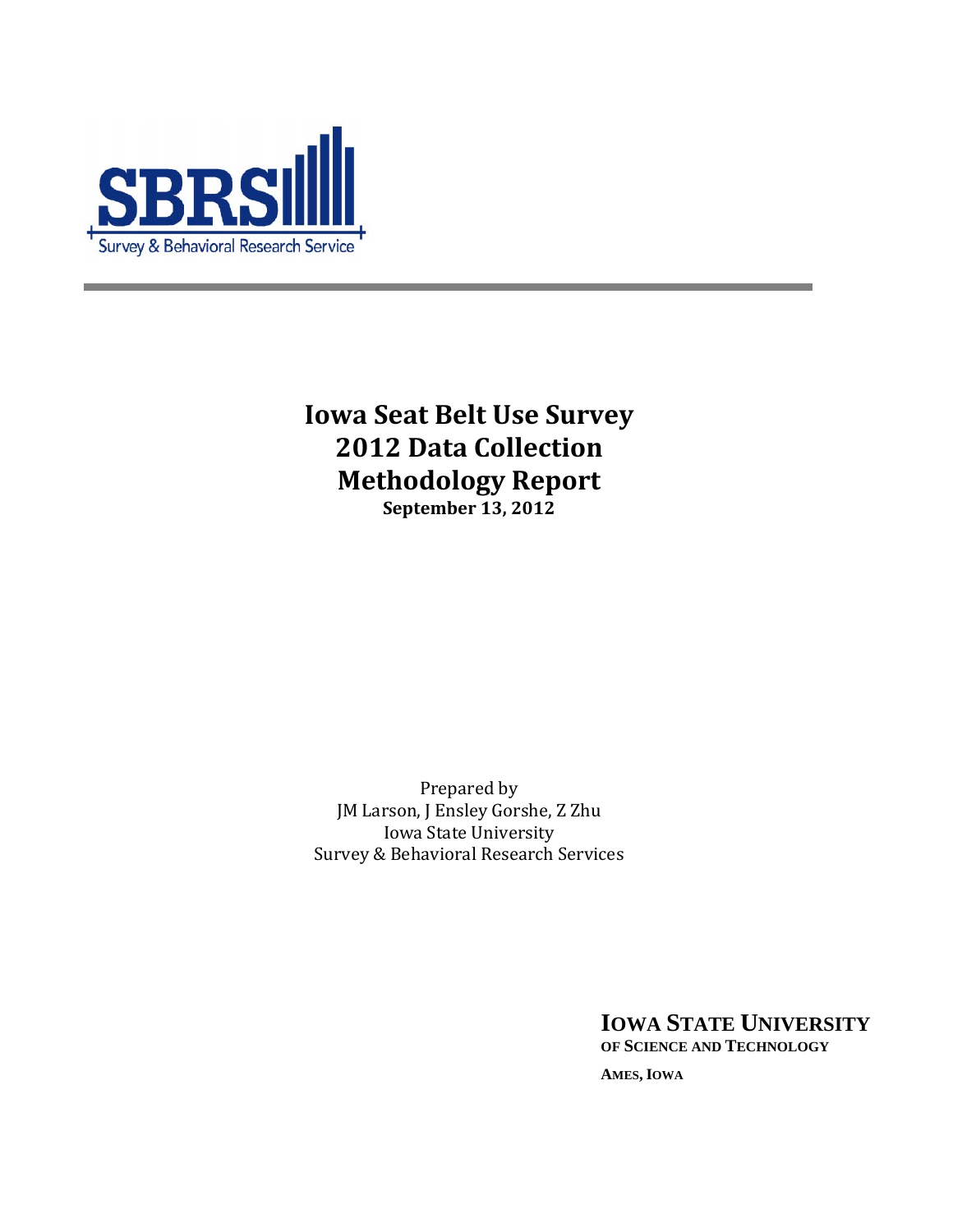SBRS

Survey & Behavioral Research Service

# Iowa Seat Belt Use Survey
# 2012 Data Collection
# Methodology Report

**September 13, 2012**

Prepared by
JM Larson, J Ensley Gorshe, Z Zhu
Iowa State University
Survey & Behavioral Research Services

**IOWA STATE UNIVERSITY**
**OF SCIENCE AND TECHNOLOGY**

**AMES, IOWA**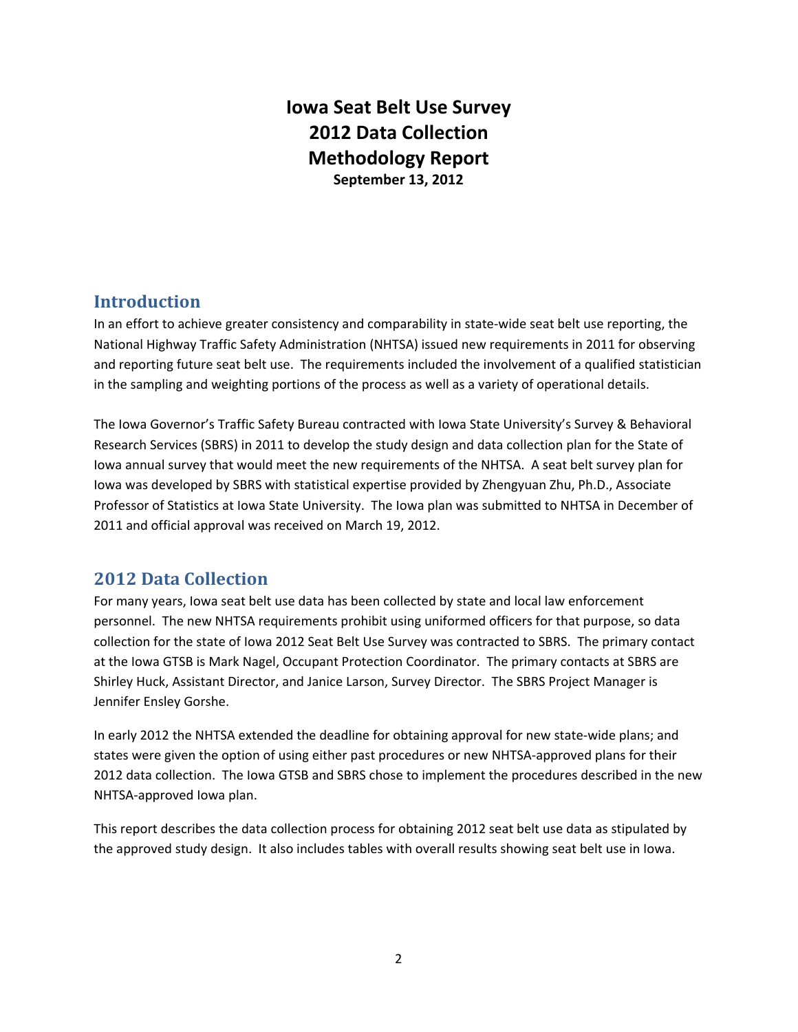# Iowa Seat Belt Use Survey
# 2012 Data Collection
# Methodology Report

**September 13, 2012**

## Introduction

In an effort to achieve greater consistency and comparability in state-wide seat belt use reporting, the National Highway Traffic Safety Administration (NHTSA) issued new requirements in 2011 for observing and reporting future seat belt use. The requirements included the involvement of a qualified statistician in the sampling and weighting portions of the process as well as a variety of operational details.

The Iowa Governor's Traffic Safety Bureau contracted with Iowa State University's Survey & Behavioral Research Services (SBRS) in 2011 to develop the study design and data collection plan for the State of Iowa annual survey that would meet the new requirements of the NHTSA. A seat belt survey plan for Iowa was developed by SBRS with statistical expertise provided by Zhengyuan Zhu, Ph.D., Associate Professor of Statistics at Iowa State University. The Iowa plan was submitted to NHTSA in December of 2011 and official approval was received on March 19, 2012.

## 2012 Data Collection

For many years, Iowa seat belt use data has been collected by state and local law enforcement personnel. The new NHTSA requirements prohibit using uniformed officers for that purpose, so data collection for the state of Iowa 2012 Seat Belt Use Survey was contracted to SBRS. The primary contact at the Iowa GTSB is Mark Nagel, Occupant Protection Coordinator. The primary contacts at SBRS are Shirley Huck, Assistant Director, and Janice Larson, Survey Director. The SBRS Project Manager is Jennifer Ensley Gorshe.

In early 2012 the NHTSA extended the deadline for obtaining approval for new state-wide plans; and states were given the option of using either past procedures or new NHTSA-approved plans for their 2012 data collection. The Iowa GTSB and SBRS chose to implement the procedures described in the new NHTSA-approved Iowa plan.

This report describes the data collection process for obtaining 2012 seat belt use data as stipulated by the approved study design. It also includes tables with overall results showing seat belt use in Iowa.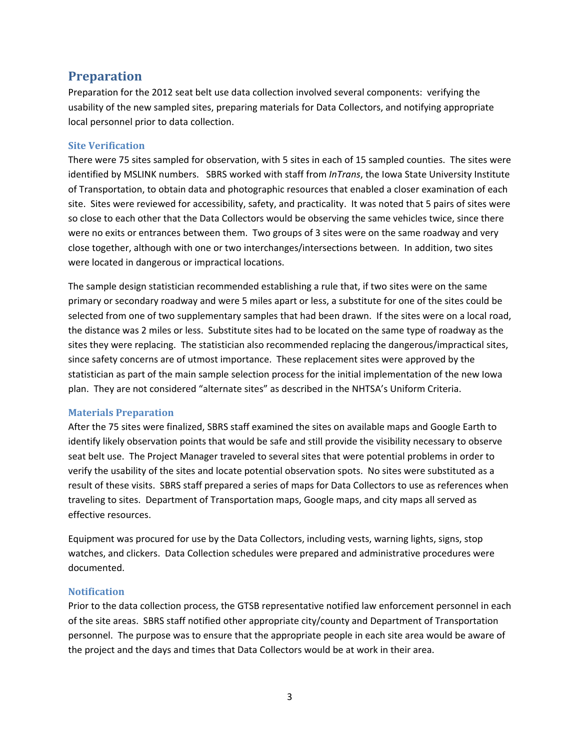## Preparation

Preparation for the 2012 seat belt use data collection involved several components: verifying the usability of the new sampled sites, preparing materials for Data Collectors, and notifying appropriate local personnel prior to data collection.

### Site Verification

There were 75 sites sampled for observation, with 5 sites in each of 15 sampled counties. The sites were identified by MSLINK numbers. SBRS worked with staff from *InTrans*, the Iowa State University Institute of Transportation, to obtain data and photographic resources that enabled a closer examination of each site. Sites were reviewed for accessibility, safety, and practicality. It was noted that 5 pairs of sites were so close to each other that the Data Collectors would be observing the same vehicles twice, since there were no exits or entrances between them. Two groups of 3 sites were on the same roadway and very close together, although with one or two interchanges/intersections between. In addition, two sites were located in dangerous or impractical locations.

The sample design statistician recommended establishing a rule that, if two sites were on the same primary or secondary roadway and were 5 miles apart or less, a substitute for one of the sites could be selected from one of two supplementary samples that had been drawn. If the sites were on a local road, the distance was 2 miles or less. Substitute sites had to be located on the same type of roadway as the sites they were replacing. The statistician also recommended replacing the dangerous/impractical sites, since safety concerns are of utmost importance. These replacement sites were approved by the statistician as part of the main sample selection process for the initial implementation of the new Iowa plan. They are not considered "alternate sites" as described in the NHTSA's Uniform Criteria.

### Materials Preparation

After the 75 sites were finalized, SBRS staff examined the sites on available maps and Google Earth to identify likely observation points that would be safe and still provide the visibility necessary to observe seat belt use. The Project Manager traveled to several sites that were potential problems in order to verify the usability of the sites and locate potential observation spots. No sites were substituted as a result of these visits. SBRS staff prepared a series of maps for Data Collectors to use as references when traveling to sites. Department of Transportation maps, Google maps, and city maps all served as effective resources.

Equipment was procured for use by the Data Collectors, including vests, warning lights, signs, stop watches, and clickers. Data Collection schedules were prepared and administrative procedures were documented.

### Notification

Prior to the data collection process, the GTSB representative notified law enforcement personnel in each of the site areas. SBRS staff notified other appropriate city/county and Department of Transportation personnel. The purpose was to ensure that the appropriate people in each site area would be aware of the project and the days and times that Data Collectors would be at work in their area.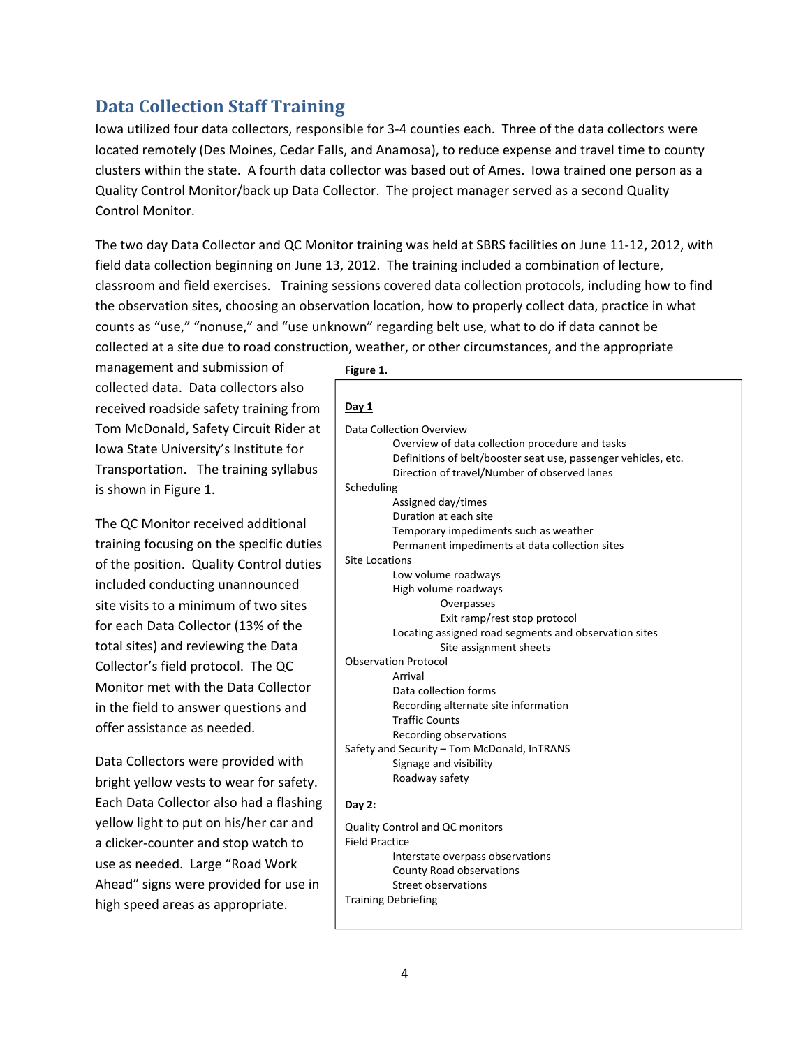## Data Collection Staff Training

Iowa utilized four data collectors, responsible for 3-4 counties each. Three of the data collectors were located remotely (Des Moines, Cedar Falls, and Anamosa), to reduce expense and travel time to county clusters within the state. A fourth data collector was based out of Ames. Iowa trained one person as a Quality Control Monitor/back up Data Collector. The project manager served as a second Quality Control Monitor.

The two day Data Collector and QC Monitor training was held at SBRS facilities on June 11-12, 2012, with field data collection beginning on June 13, 2012. The training included a combination of lecture, classroom and field exercises. Training sessions covered data collection protocols, including how to find the observation sites, choosing an observation location, how to properly collect data, practice in what counts as "use," "nonuse," and "use unknown" regarding belt use, what to do if data cannot be collected at a site due to road construction, weather, or other circumstances, and the appropriate management and submission of collected data. Data collectors also received roadside safety training from Tom McDonald, Safety Circuit Rider at Iowa State University's Institute for Transportation. The training syllabus is shown in Figure 1.

The QC Monitor received additional training focusing on the specific duties of the position. Quality Control duties included conducting unannounced site visits to a minimum of two sites for each Data Collector (13% of the total sites) and reviewing the Data Collector's field protocol. The QC Monitor met with the Data Collector in the field to answer questions and offer assistance as needed.

Data Collectors were provided with bright yellow vests to wear for safety. Each Data Collector also had a flashing yellow light to put on his/her car and a clicker-counter and stop watch to use as needed. Large "Road Work Ahead" signs were provided for use in high speed areas as appropriate.

**Figure 1.**

**Day 1**

- Data Collection Overview
  - Overview of data collection procedure and tasks
  - Definitions of belt/booster seat use, passenger vehicles, etc.
  - Direction of travel/Number of observed lanes
- Scheduling
  - Assigned day/times
  - Duration at each site
  - Temporary impediments such as weather
  - Permanent impediments at data collection sites
- Site Locations
  - Low volume roadways
  - High volume roadways
    - Overpasses
    - Exit ramp/rest stop protocol
  - Locating assigned road segments and observation sites
    - Site assignment sheets
- Observation Protocol
  - Arrival
  - Data collection forms
  - Recording alternate site information
  - Traffic Counts
  - Recording observations
- Safety and Security – Tom McDonald, InTRANS
  - Signage and visibility
  - Roadway safety

**Day 2:**

- Quality Control and QC monitors
- Field Practice
  - Interstate overpass observations
  - County Road observations
  - Street observations
- Training Debriefing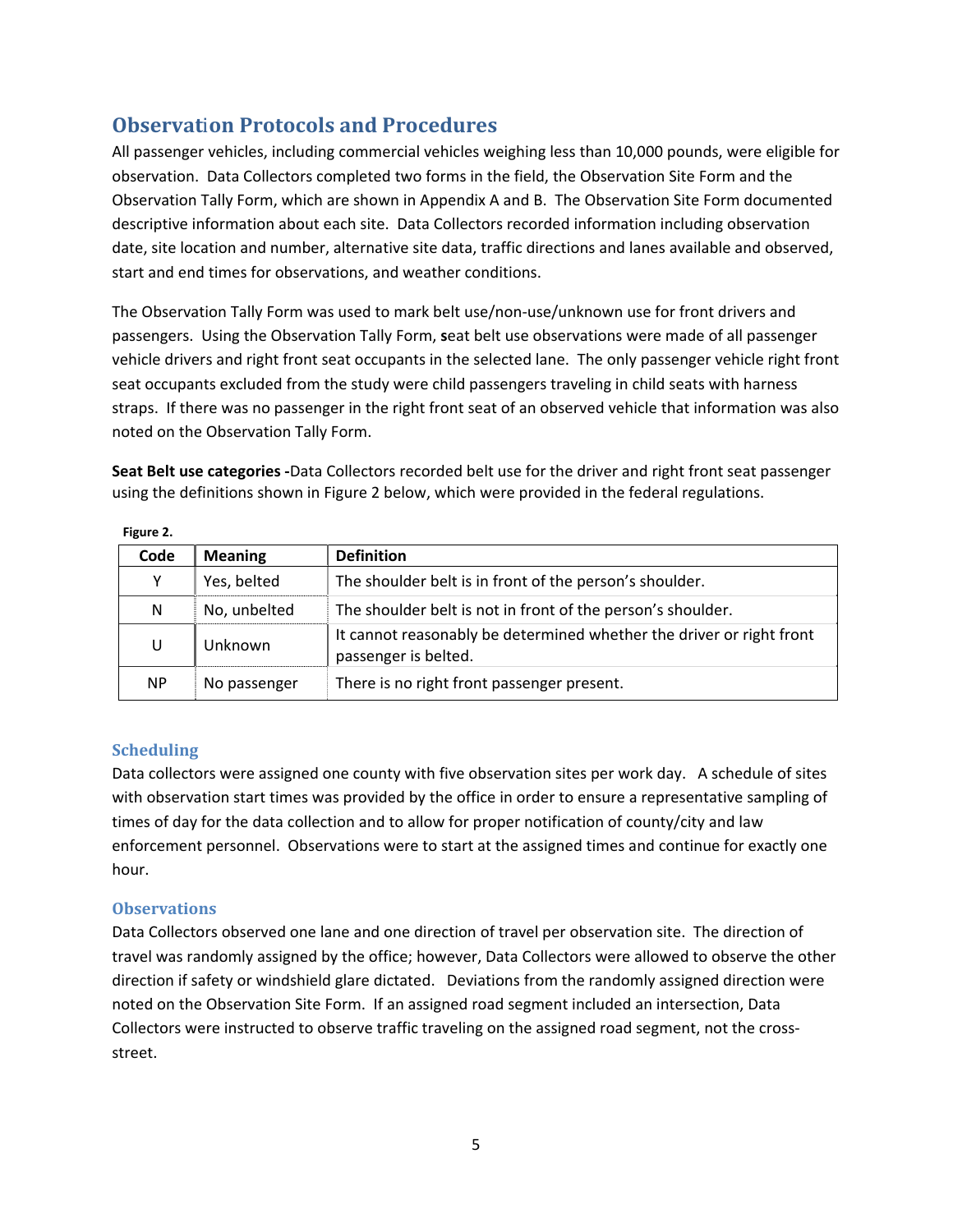## Observation Protocols and Procedures

All passenger vehicles, including commercial vehicles weighing less than 10,000 pounds, were eligible for observation. Data Collectors completed two forms in the field, the Observation Site Form and the Observation Tally Form, which are shown in Appendix A and B. The Observation Site Form documented descriptive information about each site. Data Collectors recorded information including observation date, site location and number, alternative site data, traffic directions and lanes available and observed, start and end times for observations, and weather conditions.

The Observation Tally Form was used to mark belt use/non-use/unknown use for front drivers and passengers. Using the Observation Tally Form, seat belt use observations were made of all passenger vehicle drivers and right front seat occupants in the selected lane. The only passenger vehicle right front seat occupants excluded from the study were child passengers traveling in child seats with harness straps. If there was no passenger in the right front seat of an observed vehicle that information was also noted on the Observation Tally Form.

**Seat Belt use categories -**Data Collectors recorded belt use for the driver and right front seat passenger using the definitions shown in Figure 2 below, which were provided in the federal regulations.

**Figure 2.**

| Code | Meaning | Definition |
|---|---|---|
| Y | Yes, belted | The shoulder belt is in front of the person's shoulder. |
| N | No, unbelted | The shoulder belt is not in front of the person's shoulder. |
| U | Unknown | It cannot reasonably be determined whether the driver or right front passenger is belted. |
| NP | No passenger | There is no right front passenger present. |

### Scheduling

Data collectors were assigned one county with five observation sites per work day. A schedule of sites with observation start times was provided by the office in order to ensure a representative sampling of times of day for the data collection and to allow for proper notification of county/city and law enforcement personnel. Observations were to start at the assigned times and continue for exactly one hour.

### Observations

Data Collectors observed one lane and one direction of travel per observation site. The direction of travel was randomly assigned by the office; however, Data Collectors were allowed to observe the other direction if safety or windshield glare dictated. Deviations from the randomly assigned direction were noted on the Observation Site Form. If an assigned road segment included an intersection, Data Collectors were instructed to observe traffic traveling on the assigned road segment, not the cross-street.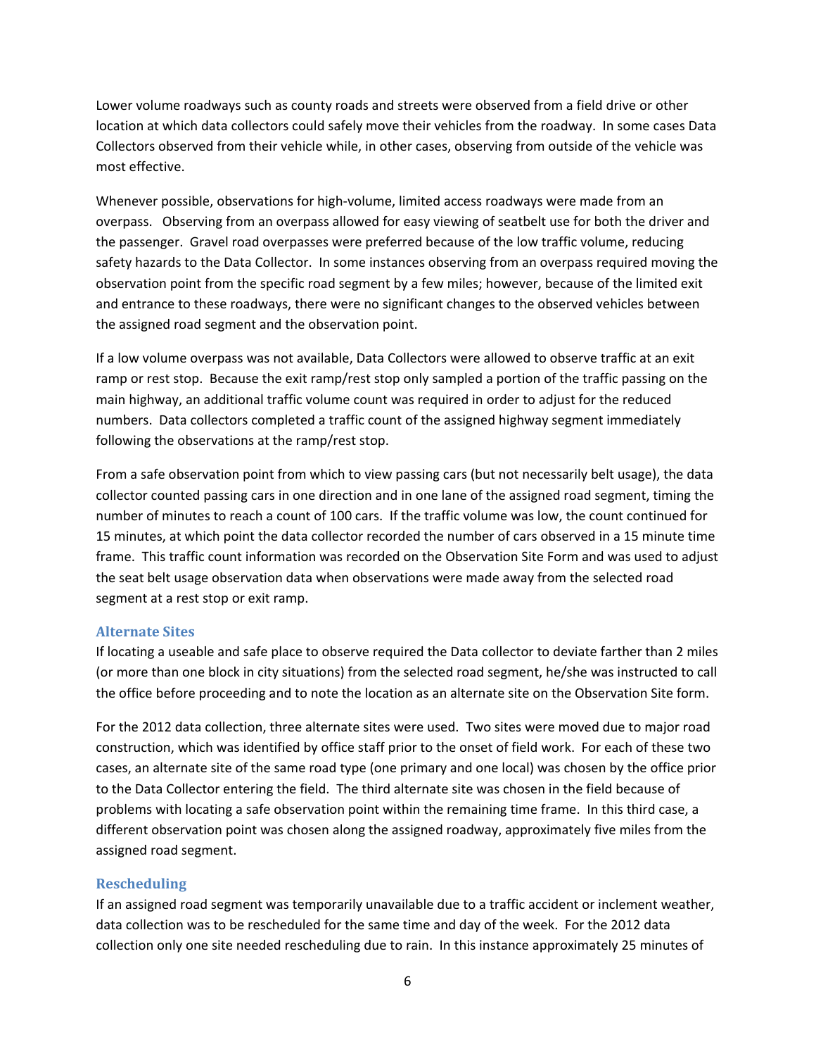Lower volume roadways such as county roads and streets were observed from a field drive or other location at which data collectors could safely move their vehicles from the roadway. In some cases Data Collectors observed from their vehicle while, in other cases, observing from outside of the vehicle was most effective.

Whenever possible, observations for high-volume, limited access roadways were made from an overpass. Observing from an overpass allowed for easy viewing of seatbelt use for both the driver and the passenger. Gravel road overpasses were preferred because of the low traffic volume, reducing safety hazards to the Data Collector. In some instances observing from an overpass required moving the observation point from the specific road segment by a few miles; however, because of the limited exit and entrance to these roadways, there were no significant changes to the observed vehicles between the assigned road segment and the observation point.

If a low volume overpass was not available, Data Collectors were allowed to observe traffic at an exit ramp or rest stop. Because the exit ramp/rest stop only sampled a portion of the traffic passing on the main highway, an additional traffic volume count was required in order to adjust for the reduced numbers. Data collectors completed a traffic count of the assigned highway segment immediately following the observations at the ramp/rest stop.

From a safe observation point from which to view passing cars (but not necessarily belt usage), the data collector counted passing cars in one direction and in one lane of the assigned road segment, timing the number of minutes to reach a count of 100 cars. If the traffic volume was low, the count continued for 15 minutes, at which point the data collector recorded the number of cars observed in a 15 minute time frame. This traffic count information was recorded on the Observation Site Form and was used to adjust the seat belt usage observation data when observations were made away from the selected road segment at a rest stop or exit ramp.

### Alternate Sites

If locating a useable and safe place to observe required the Data collector to deviate farther than 2 miles (or more than one block in city situations) from the selected road segment, he/she was instructed to call the office before proceeding and to note the location as an alternate site on the Observation Site form.

For the 2012 data collection, three alternate sites were used. Two sites were moved due to major road construction, which was identified by office staff prior to the onset of field work. For each of these two cases, an alternate site of the same road type (one primary and one local) was chosen by the office prior to the Data Collector entering the field. The third alternate site was chosen in the field because of problems with locating a safe observation point within the remaining time frame. In this third case, a different observation point was chosen along the assigned roadway, approximately five miles from the assigned road segment.

### Rescheduling

If an assigned road segment was temporarily unavailable due to a traffic accident or inclement weather, data collection was to be rescheduled for the same time and day of the week. For the 2012 data collection only one site needed rescheduling due to rain. In this instance approximately 25 minutes of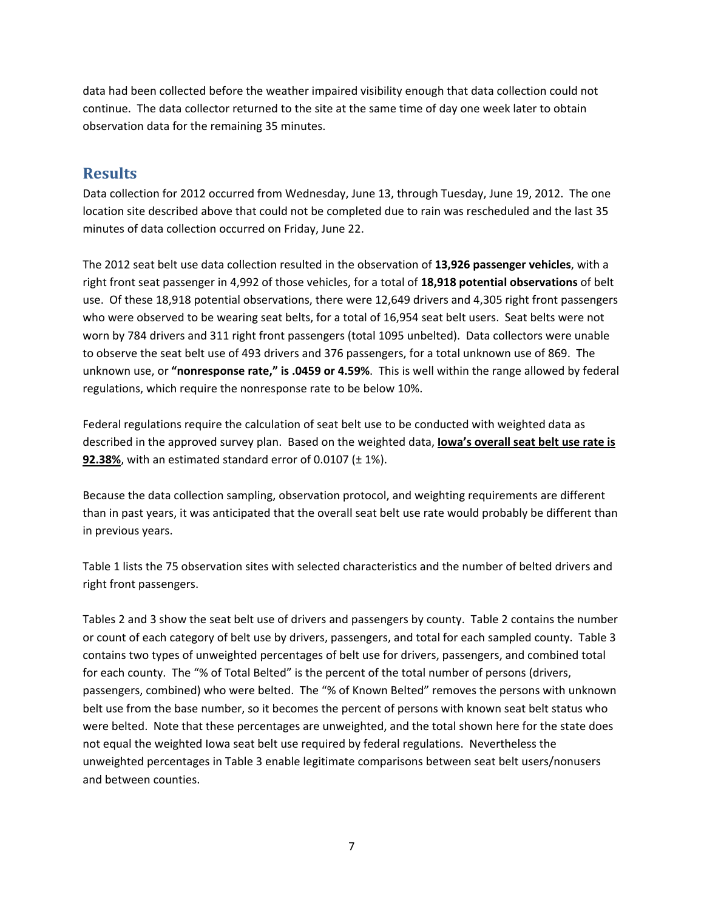data had been collected before the weather impaired visibility enough that data collection could not continue. The data collector returned to the site at the same time of day one week later to obtain observation data for the remaining 35 minutes.

## Results

Data collection for 2012 occurred from Wednesday, June 13, through Tuesday, June 19, 2012. The one location site described above that could not be completed due to rain was rescheduled and the last 35 minutes of data collection occurred on Friday, June 22.

The 2012 seat belt use data collection resulted in the observation of **13,926 passenger vehicles**, with a right front seat passenger in 4,992 of those vehicles, for a total of **18,918 potential observations** of belt use. Of these 18,918 potential observations, there were 12,649 drivers and 4,305 right front passengers who were observed to be wearing seat belts, for a total of 16,954 seat belt users. Seat belts were not worn by 784 drivers and 311 right front passengers (total 1095 unbelted). Data collectors were unable to observe the seat belt use of 493 drivers and 376 passengers, for a total unknown use of 869. The unknown use, or **"nonresponse rate," is .0459 or 4.59%**. This is well within the range allowed by federal regulations, which require the nonresponse rate to be below 10%.

Federal regulations require the calculation of seat belt use to be conducted with weighted data as described in the approved survey plan. Based on the weighted data, **Iowa's overall seat belt use rate is 92.38%**, with an estimated standard error of 0.0107 (± 1%).

Because the data collection sampling, observation protocol, and weighting requirements are different than in past years, it was anticipated that the overall seat belt use rate would probably be different than in previous years.

Table 1 lists the 75 observation sites with selected characteristics and the number of belted drivers and right front passengers.

Tables 2 and 3 show the seat belt use of drivers and passengers by county. Table 2 contains the number or count of each category of belt use by drivers, passengers, and total for each sampled county. Table 3 contains two types of unweighted percentages of belt use for drivers, passengers, and combined total for each county. The "% of Total Belted" is the percent of the total number of persons (drivers, passengers, combined) who were belted. The "% of Known Belted" removes the persons with unknown belt use from the base number, so it becomes the percent of persons with known seat belt status who were belted. Note that these percentages are unweighted, and the total shown here for the state does not equal the weighted Iowa seat belt use required by federal regulations. Nevertheless the unweighted percentages in Table 3 enable legitimate comparisons between seat belt users/nonusers and between counties.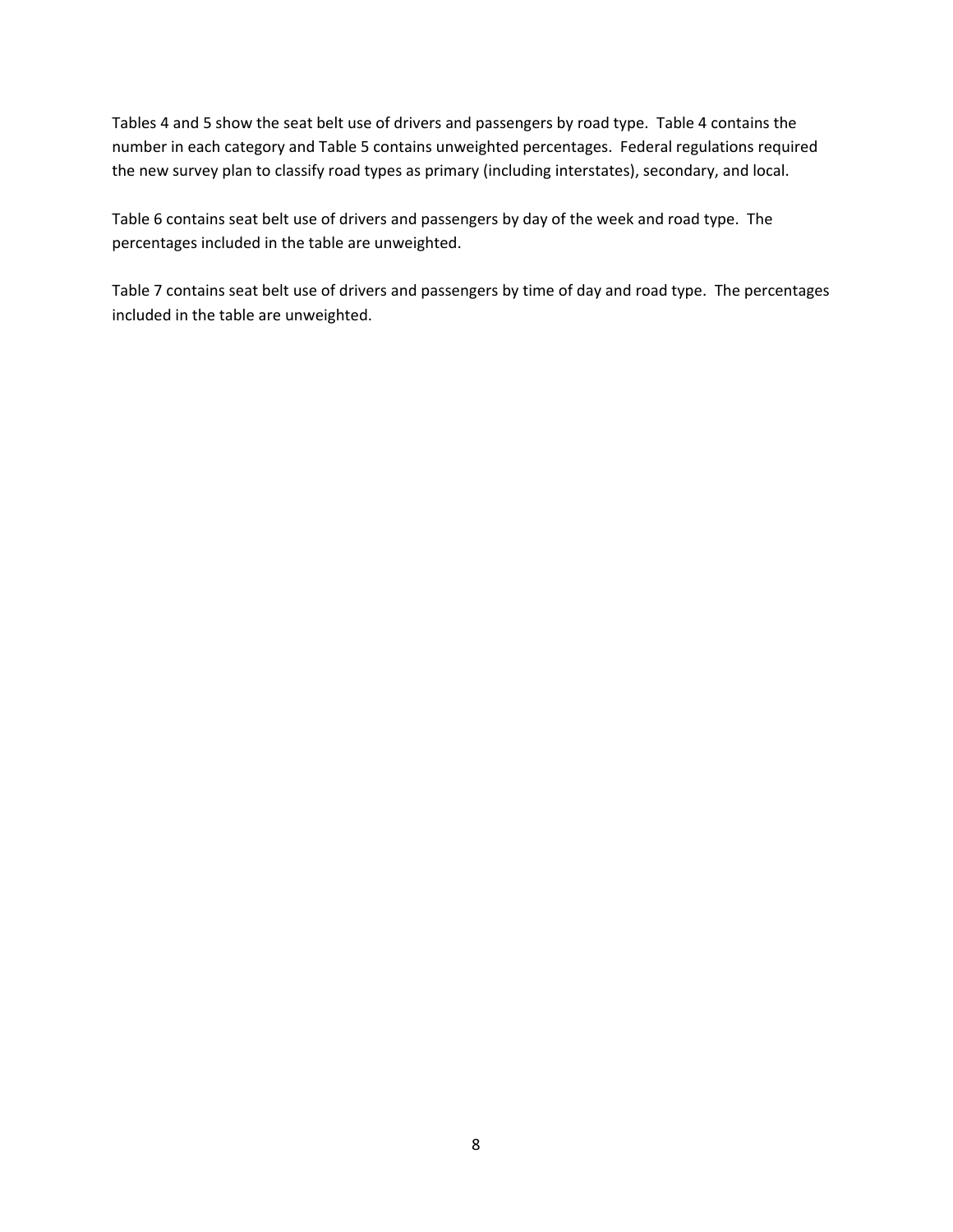Tables 4 and 5 show the seat belt use of drivers and passengers by road type. Table 4 contains the number in each category and Table 5 contains unweighted percentages. Federal regulations required the new survey plan to classify road types as primary (including interstates), secondary, and local.

Table 6 contains seat belt use of drivers and passengers by day of the week and road type. The percentages included in the table are unweighted.

Table 7 contains seat belt use of drivers and passengers by time of day and road type. The percentages included in the table are unweighted.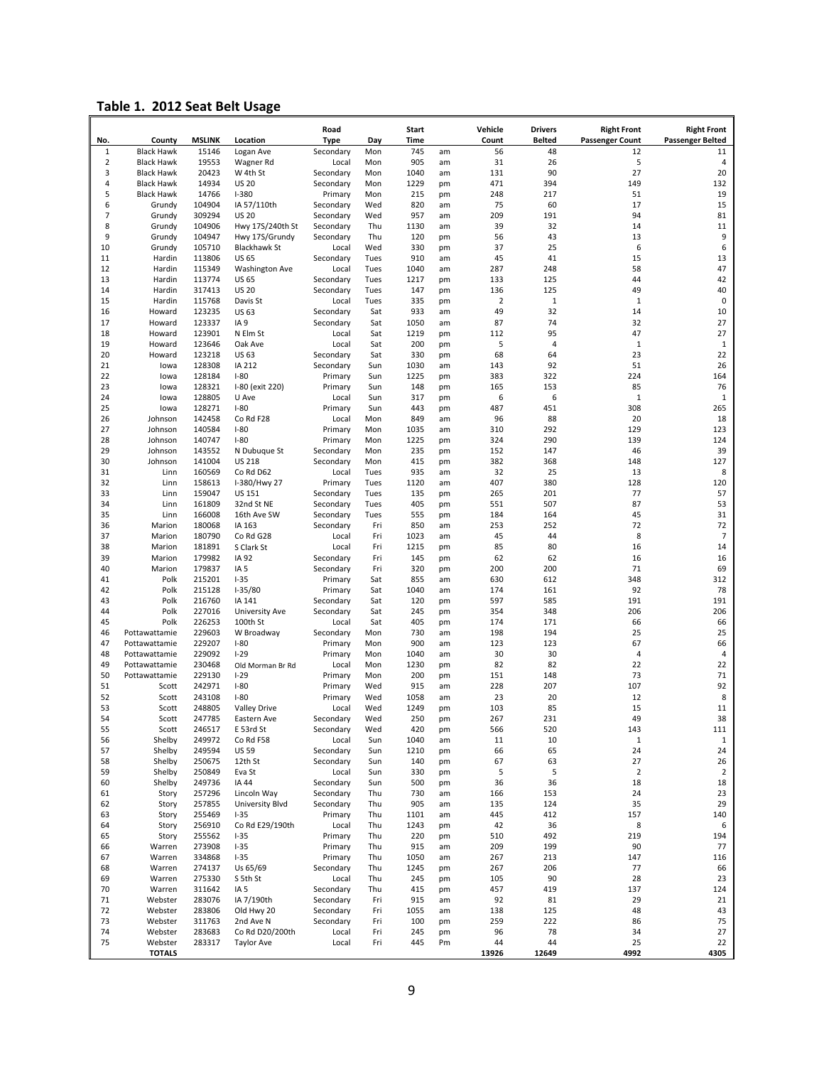## Table 1. 2012 Seat Belt Usage

| No. | County | MSLINK | Location | Road Type | Day | Start Time | | Vehicle Count | Drivers Belted | Right Front Passenger Count | Right Front Passenger Belted |
|---|---|---|---|---|---|---|---|---|---|---|---|
| 1 | Black Hawk | 15146 | Logan Ave | Secondary | Mon | 745 | am | 56 | 48 | 12 | 11 |
| 2 | Black Hawk | 19553 | Wagner Rd | Local | Mon | 905 | am | 31 | 26 | 5 | 4 |
| 3 | Black Hawk | 20423 | W 4th St | Secondary | Mon | 1040 | am | 131 | 90 | 27 | 20 |
| 4 | Black Hawk | 14934 | US 20 | Secondary | Mon | 1229 | pm | 471 | 394 | 149 | 132 |
| 5 | Black Hawk | 14766 | I-380 | Primary | Mon | 215 | pm | 248 | 217 | 51 | 19 |
| 6 | Grundy | 104904 | IA 57/110th | Secondary | Wed | 820 | am | 75 | 60 | 17 | 15 |
| 7 | Grundy | 309294 | US 20 | Secondary | Wed | 957 | am | 209 | 191 | 94 | 81 |
| 8 | Grundy | 104906 | Hwy 175/240th St | Secondary | Thu | 1130 | am | 39 | 32 | 14 | 11 |
| 9 | Grundy | 104947 | Hwy 175/Grundy | Secondary | Thu | 120 | pm | 56 | 43 | 13 | 9 |
| 10 | Grundy | 105710 | Blackhawk St | Local | Wed | 330 | pm | 37 | 25 | 6 | 6 |
| 11 | Hardin | 113806 | US 65 | Secondary | Tues | 910 | am | 45 | 41 | 15 | 13 |
| 12 | Hardin | 115349 | Washington Ave | Local | Tues | 1040 | am | 287 | 248 | 58 | 47 |
| 13 | Hardin | 113774 | US 65 | Secondary | Tues | 1217 | pm | 133 | 125 | 44 | 42 |
| 14 | Hardin | 317413 | US 20 | Secondary | Tues | 147 | pm | 136 | 125 | 49 | 40 |
| 15 | Hardin | 115768 | Davis St | Local | Tues | 335 | pm | 2 | 1 | 1 | 0 |
| 16 | Howard | 123235 | US 63 | Secondary | Sat | 933 | am | 49 | 32 | 14 | 10 |
| 17 | Howard | 123337 | IA 9 | Secondary | Sat | 1050 | am | 87 | 74 | 32 | 27 |
| 18 | Howard | 123901 | N Elm St | Local | Sat | 1219 | pm | 112 | 95 | 47 | 27 |
| 19 | Howard | 123646 | Oak Ave | Local | Sat | 200 | pm | 5 | 4 | 1 | 1 |
| 20 | Howard | 123218 | US 63 | Secondary | Sat | 330 | pm | 68 | 64 | 23 | 22 |
| 21 | Iowa | 128308 | IA 212 | Secondary | Sun | 1030 | am | 143 | 92 | 51 | 26 |
| 22 | Iowa | 128184 | I-80 | Primary | Sun | 1225 | pm | 383 | 322 | 224 | 164 |
| 23 | Iowa | 128321 | I-80 (exit 220) | Primary | Sun | 148 | pm | 165 | 153 | 85 | 76 |
| 24 | Iowa | 128805 | U Ave | Local | Sun | 317 | pm | 6 | 6 | 1 | 1 |
| 25 | Iowa | 128271 | I-80 | Primary | Sun | 443 | pm | 487 | 451 | 308 | 265 |
| 26 | Johnson | 142458 | Co Rd F28 | Local | Mon | 849 | am | 96 | 88 | 20 | 18 |
| 27 | Johnson | 140584 | I-80 | Primary | Mon | 1035 | am | 310 | 292 | 129 | 123 |
| 28 | Johnson | 140747 | I-80 | Primary | Mon | 1225 | pm | 324 | 290 | 139 | 124 |
| 29 | Johnson | 143552 | N Dubuque St | Secondary | Mon | 235 | pm | 152 | 147 | 46 | 39 |
| 30 | Johnson | 141004 | US 218 | Secondary | Mon | 415 | pm | 382 | 368 | 148 | 127 |
| 31 | Linn | 160569 | Co Rd D62 | Local | Tues | 935 | am | 32 | 25 | 13 | 8 |
| 32 | Linn | 158613 | I-380/Hwy 27 | Primary | Tues | 1120 | am | 407 | 380 | 128 | 120 |
| 33 | Linn | 159047 | US 151 | Secondary | Tues | 135 | pm | 265 | 201 | 77 | 57 |
| 34 | Linn | 161809 | 32nd St NE | Secondary | Tues | 405 | pm | 551 | 507 | 87 | 53 |
| 35 | Linn | 166008 | 16th Ave SW | Secondary | Tues | 555 | pm | 184 | 164 | 45 | 31 |
| 36 | Marion | 180068 | IA 163 | Secondary | Fri | 850 | am | 253 | 252 | 72 | 72 |
| 37 | Marion | 180790 | Co Rd G28 | Local | Fri | 1023 | am | 45 | 44 | 8 | 7 |
| 38 | Marion | 181891 | S Clark St | Local | Fri | 1215 | pm | 85 | 80 | 16 | 14 |
| 39 | Marion | 179982 | IA 92 | Secondary | Fri | 145 | pm | 62 | 62 | 16 | 16 |
| 40 | Marion | 179837 | IA 5 | Secondary | Fri | 320 | pm | 200 | 200 | 71 | 69 |
| 41 | Polk | 215201 | I-35 | Primary | Sat | 855 | am | 630 | 612 | 348 | 312 |
| 42 | Polk | 215128 | I-35/80 | Primary | Sat | 1040 | am | 174 | 161 | 92 | 78 |
| 43 | Polk | 216760 | IA 141 | Secondary | Sat | 120 | pm | 597 | 585 | 191 | 191 |
| 44 | Polk | 227016 | University Ave | Secondary | Sat | 245 | pm | 354 | 348 | 206 | 206 |
| 45 | Polk | 226253 | 100th St | Local | Sat | 405 | pm | 174 | 171 | 66 | 66 |
| 46 | Pottawattamie | 229603 | W Broadway | Secondary | Mon | 730 | am | 198 | 194 | 25 | 25 |
| 47 | Pottawattamie | 229207 | I-80 | Primary | Mon | 900 | am | 123 | 123 | 67 | 66 |
| 48 | Pottawattamie | 229092 | I-29 | Primary | Mon | 1040 | am | 30 | 30 | 4 | 4 |
| 49 | Pottawattamie | 230468 | Old Morman Br Rd | Local | Mon | 1230 | pm | 82 | 82 | 22 | 22 |
| 50 | Pottawattamie | 229130 | I-29 | Primary | Mon | 200 | pm | 151 | 148 | 73 | 71 |
| 51 | Scott | 242971 | I-80 | Primary | Wed | 915 | am | 228 | 207 | 107 | 92 |
| 52 | Scott | 243108 | I-80 | Primary | Wed | 1058 | am | 23 | 20 | 12 | 8 |
| 53 | Scott | 248805 | Valley Drive | Local | Wed | 1249 | pm | 103 | 85 | 15 | 11 |
| 54 | Scott | 247785 | Eastern Ave | Secondary | Wed | 250 | pm | 267 | 231 | 49 | 38 |
| 55 | Scott | 246517 | E 53rd St | Secondary | Wed | 420 | pm | 566 | 520 | 143 | 111 |
| 56 | Shelby | 249972 | Co Rd F58 | Local | Sun | 1040 | am | 11 | 10 | 1 | 1 |
| 57 | Shelby | 249594 | US 59 | Secondary | Sun | 1210 | pm | 66 | 65 | 24 | 24 |
| 58 | Shelby | 250675 | 12th St | Secondary | Sun | 140 | pm | 67 | 63 | 27 | 26 |
| 59 | Shelby | 250849 | Eva St | Local | Sun | 330 | pm | 5 | 5 | 2 | 2 |
| 60 | Shelby | 249736 | IA 44 | Secondary | Sun | 500 | pm | 36 | 36 | 18 | 18 |
| 61 | Story | 257296 | Lincoln Way | Secondary | Thu | 730 | am | 166 | 153 | 24 | 23 |
| 62 | Story | 257855 | University Blvd | Secondary | Thu | 905 | am | 135 | 124 | 35 | 29 |
| 63 | Story | 255469 | I-35 | Primary | Thu | 1101 | am | 445 | 412 | 157 | 140 |
| 64 | Story | 256910 | Co Rd E29/190th | Local | Thu | 1243 | pm | 42 | 36 | 8 | 6 |
| 65 | Story | 255562 | I-35 | Primary | Thu | 220 | pm | 510 | 492 | 219 | 194 |
| 66 | Warren | 273908 | I-35 | Primary | Thu | 915 | am | 209 | 199 | 90 | 77 |
| 67 | Warren | 334868 | I-35 | Primary | Thu | 1050 | am | 267 | 213 | 147 | 116 |
| 68 | Warren | 274137 | Us 65/69 | Secondary | Thu | 1245 | pm | 267 | 206 | 77 | 66 |
| 69 | Warren | 275330 | S 5th St | Local | Thu | 245 | pm | 105 | 90 | 28 | 23 |
| 70 | Warren | 311642 | IA 5 | Secondary | Thu | 415 | pm | 457 | 419 | 137 | 124 |
| 71 | Webster | 283076 | IA 7/190th | Secondary | Fri | 915 | am | 92 | 81 | 29 | 21 |
| 72 | Webster | 283806 | Old Hwy 20 | Secondary | Fri | 1055 | am | 138 | 125 | 48 | 43 |
| 73 | Webster | 311763 | 2nd Ave N | Secondary | Fri | 100 | pm | 259 | 222 | 86 | 75 |
| 74 | Webster | 283683 | Co Rd D20/200th | Local | Fri | 245 | pm | 96 | 78 | 34 | 27 |
| 75 | Webster | 283317 | Taylor Ave | Local | Fri | 445 | Pm | 44 | 44 | 25 | 22 |
| | **TOTALS** | | | | | | | **13926** | **12649** | **4992** | **4305** |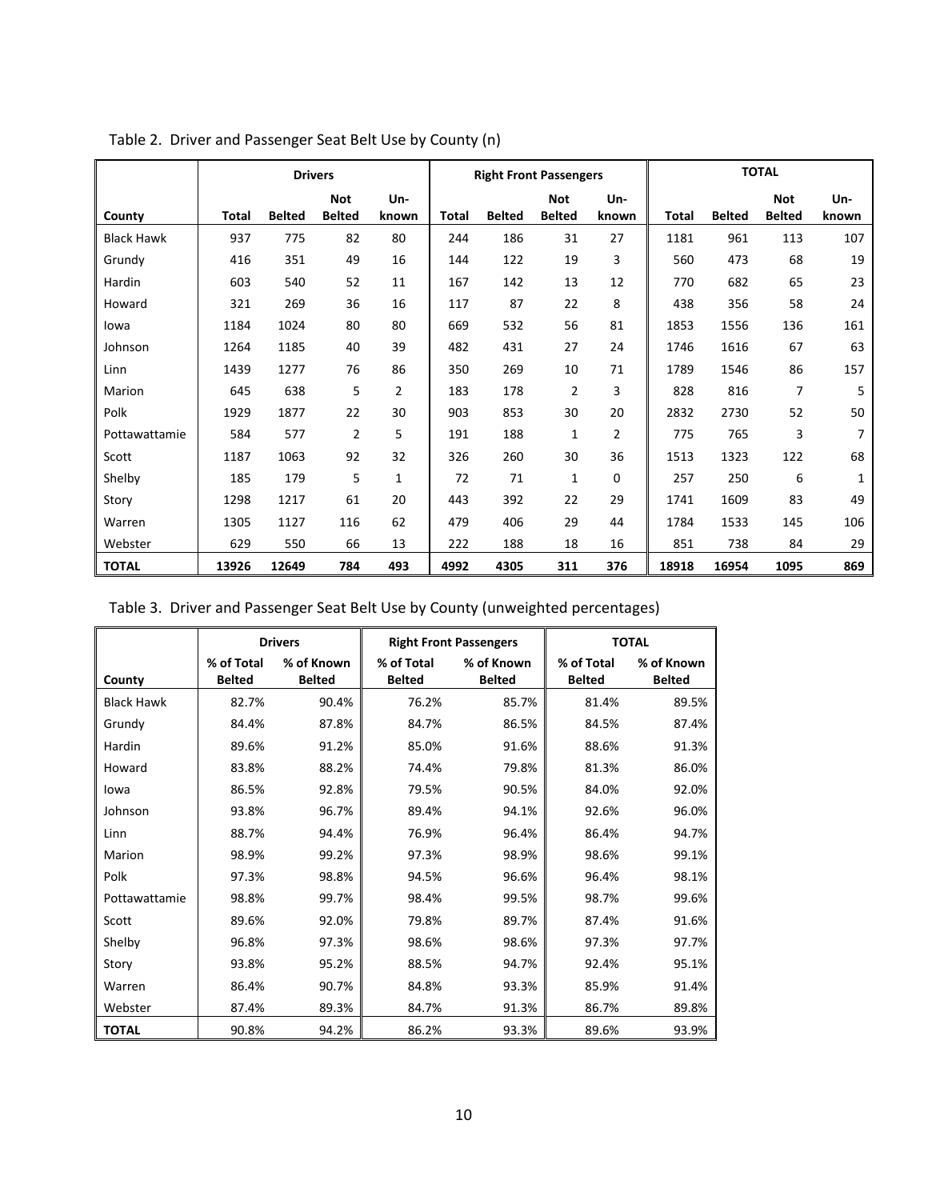Table 2. Driver and Passenger Seat Belt Use by County (n)

| | Drivers | | | | Right Front Passengers | | | | TOTAL | | | |
|---|---|---|---|---|---|---|---|---|---|---|---|---|
| County | Total | Belted | Not Belted | Un-known | Total | Belted | Not Belted | Un-known | Total | Belted | Not Belted | Un-known |
| Black Hawk | 937 | 775 | 82 | 80 | 244 | 186 | 31 | 27 | 1181 | 961 | 113 | 107 |
| Grundy | 416 | 351 | 49 | 16 | 144 | 122 | 19 | 3 | 560 | 473 | 68 | 19 |
| Hardin | 603 | 540 | 52 | 11 | 167 | 142 | 13 | 12 | 770 | 682 | 65 | 23 |
| Howard | 321 | 269 | 36 | 16 | 117 | 87 | 22 | 8 | 438 | 356 | 58 | 24 |
| Iowa | 1184 | 1024 | 80 | 80 | 669 | 532 | 56 | 81 | 1853 | 1556 | 136 | 161 |
| Johnson | 1264 | 1185 | 40 | 39 | 482 | 431 | 27 | 24 | 1746 | 1616 | 67 | 63 |
| Linn | 1439 | 1277 | 76 | 86 | 350 | 269 | 10 | 71 | 1789 | 1546 | 86 | 157 |
| Marion | 645 | 638 | 5 | 2 | 183 | 178 | 2 | 3 | 828 | 816 | 7 | 5 |
| Polk | 1929 | 1877 | 22 | 30 | 903 | 853 | 30 | 20 | 2832 | 2730 | 52 | 50 |
| Pottawattamie | 584 | 577 | 2 | 5 | 191 | 188 | 1 | 2 | 775 | 765 | 3 | 7 |
| Scott | 1187 | 1063 | 92 | 32 | 326 | 260 | 30 | 36 | 1513 | 1323 | 122 | 68 |
| Shelby | 185 | 179 | 5 | 1 | 72 | 71 | 1 | 0 | 257 | 250 | 6 | 1 |
| Story | 1298 | 1217 | 61 | 20 | 443 | 392 | 22 | 29 | 1741 | 1609 | 83 | 49 |
| Warren | 1305 | 1127 | 116 | 62 | 479 | 406 | 29 | 44 | 1784 | 1533 | 145 | 106 |
| Webster | 629 | 550 | 66 | 13 | 222 | 188 | 18 | 16 | 851 | 738 | 84 | 29 |
| **TOTAL** | **13926** | **12649** | **784** | **493** | **4992** | **4305** | **311** | **376** | **18918** | **16954** | **1095** | **869** |

Table 3. Driver and Passenger Seat Belt Use by County (unweighted percentages)

| | Drivers | | Right Front Passengers | | TOTAL | |
|---|---|---|---|---|---|---|
| County | % of Total Belted | % of Known Belted | % of Total Belted | % of Known Belted | % of Total Belted | % of Known Belted |
| Black Hawk | 82.7% | 90.4% | 76.2% | 85.7% | 81.4% | 89.5% |
| Grundy | 84.4% | 87.8% | 84.7% | 86.5% | 84.5% | 87.4% |
| Hardin | 89.6% | 91.2% | 85.0% | 91.6% | 88.6% | 91.3% |
| Howard | 83.8% | 88.2% | 74.4% | 79.8% | 81.3% | 86.0% |
| Iowa | 86.5% | 92.8% | 79.5% | 90.5% | 84.0% | 92.0% |
| Johnson | 93.8% | 96.7% | 89.4% | 94.1% | 92.6% | 96.0% |
| Linn | 88.7% | 94.4% | 76.9% | 96.4% | 86.4% | 94.7% |
| Marion | 98.9% | 99.2% | 97.3% | 98.9% | 98.6% | 99.1% |
| Polk | 97.3% | 98.8% | 94.5% | 96.6% | 96.4% | 98.1% |
| Pottawattamie | 98.8% | 99.7% | 98.4% | 99.5% | 98.7% | 99.6% |
| Scott | 89.6% | 92.0% | 79.8% | 89.7% | 87.4% | 91.6% |
| Shelby | 96.8% | 97.3% | 98.6% | 98.6% | 97.3% | 97.7% |
| Story | 93.8% | 95.2% | 88.5% | 94.7% | 92.4% | 95.1% |
| Warren | 86.4% | 90.7% | 84.8% | 93.3% | 85.9% | 91.4% |
| Webster | 87.4% | 89.3% | 84.7% | 91.3% | 86.7% | 89.8% |
| **TOTAL** | 90.8% | 94.2% | 86.2% | 93.3% | 89.6% | 93.9% |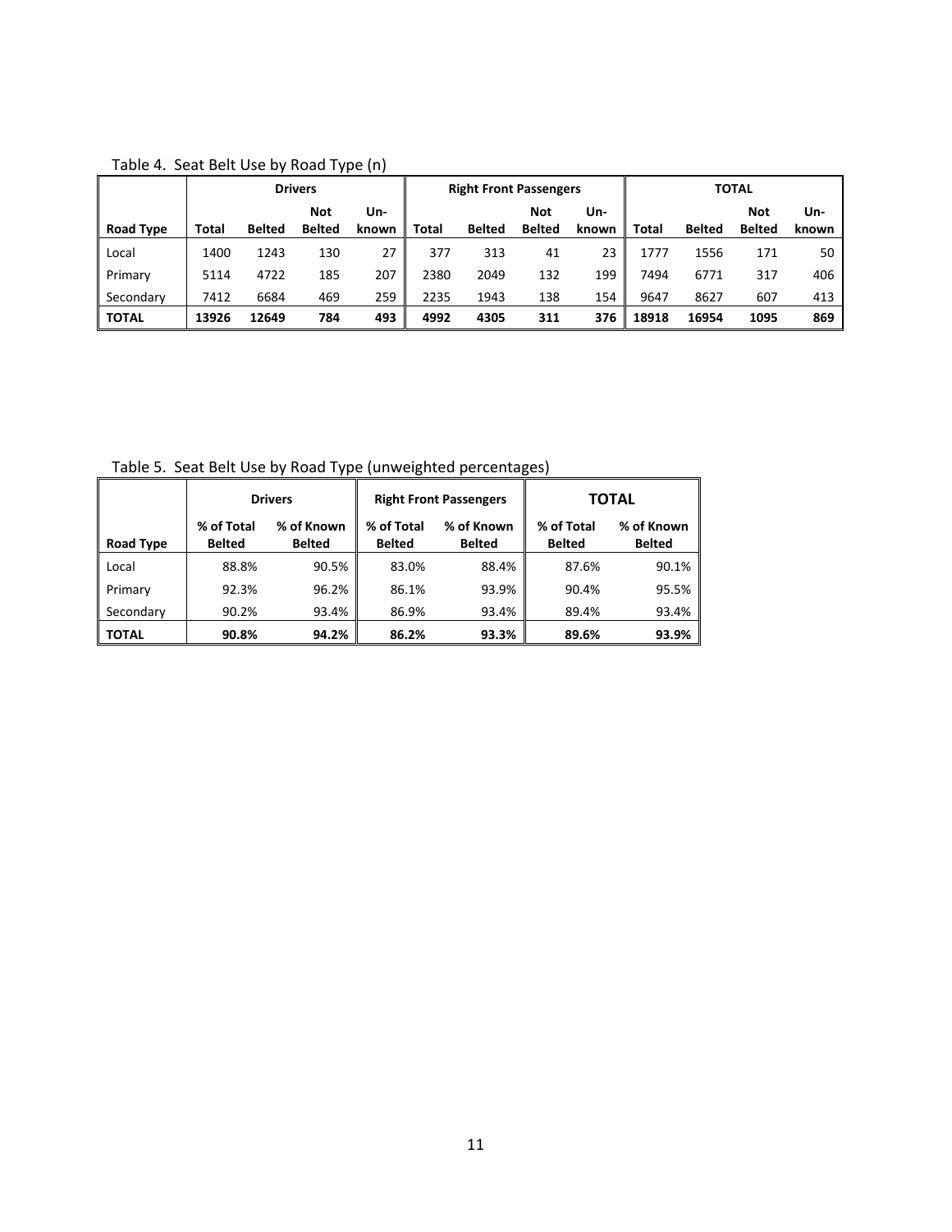Table 4. Seat Belt Use by Road Type (n)

| | Drivers | | | | Right Front Passengers | | | | TOTAL | | | |
|---|---|---|---|---|---|---|---|---|---|---|---|---|
| **Road Type** | **Total** | **Belted** | **Not Belted** | **Un-known** | **Total** | **Belted** | **Not Belted** | **Un-known** | **Total** | **Belted** | **Not Belted** | **Un-known** |
| Local | 1400 | 1243 | 130 | 27 | 377 | 313 | 41 | 23 | 1777 | 1556 | 171 | 50 |
| Primary | 5114 | 4722 | 185 | 207 | 2380 | 2049 | 132 | 199 | 7494 | 6771 | 317 | 406 |
| Secondary | 7412 | 6684 | 469 | 259 | 2235 | 1943 | 138 | 154 | 9647 | 8627 | 607 | 413 |
| **TOTAL** | **13926** | **12649** | **784** | **493** | **4992** | **4305** | **311** | **376** | **18918** | **16954** | **1095** | **869** |

Table 5. Seat Belt Use by Road Type (unweighted percentages)

| | Drivers | | Right Front Passengers | | TOTAL | |
|---|---|---|---|---|---|---|
| **Road Type** | **% of Total Belted** | **% of Known Belted** | **% of Total Belted** | **% of Known Belted** | **% of Total Belted** | **% of Known Belted** |
| Local | 88.8% | 90.5% | 83.0% | 88.4% | 87.6% | 90.1% |
| Primary | 92.3% | 96.2% | 86.1% | 93.9% | 90.4% | 95.5% |
| Secondary | 90.2% | 93.4% | 86.9% | 93.4% | 89.4% | 93.4% |
| **TOTAL** | **90.8%** | **94.2%** | **86.2%** | **93.3%** | **89.6%** | **93.9%** |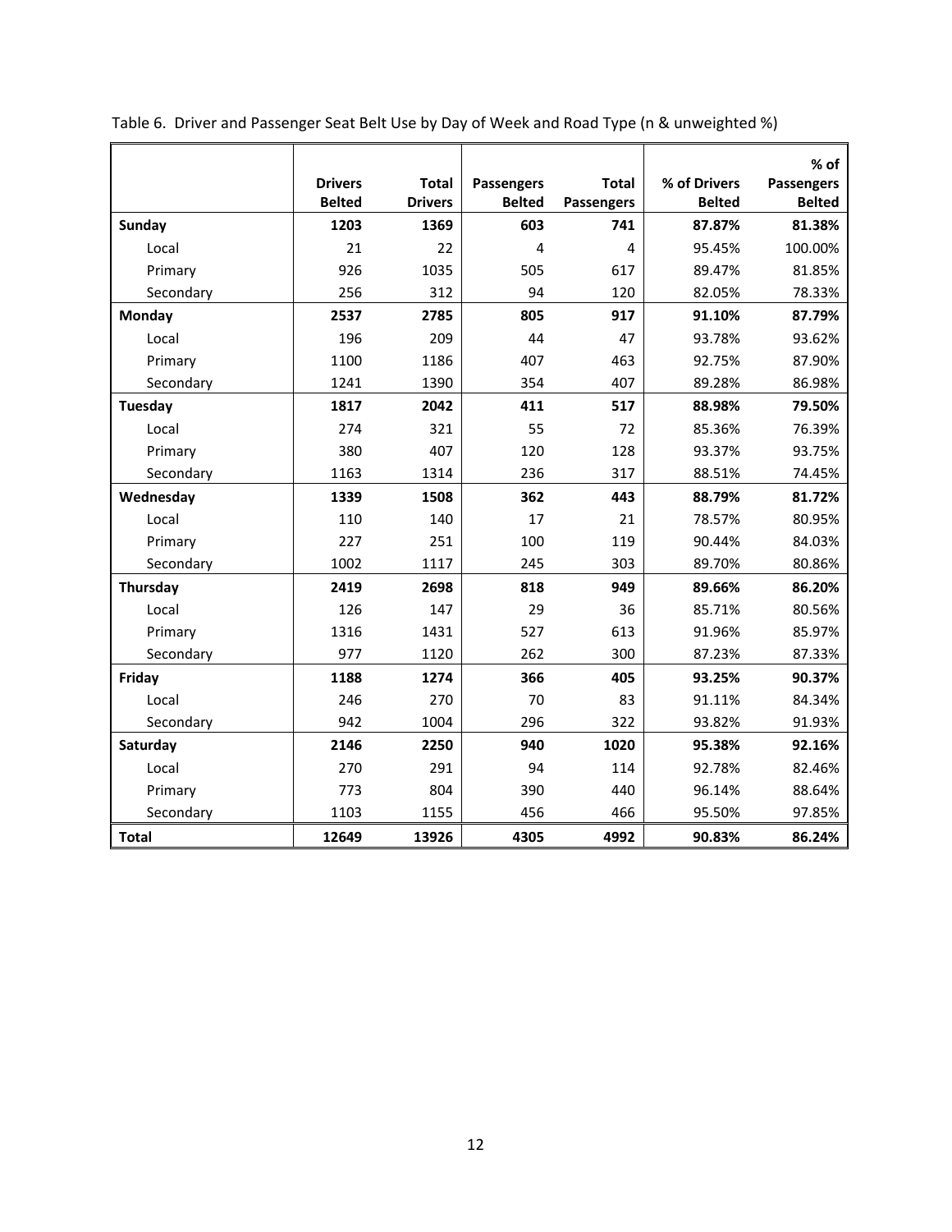Table 6. Driver and Passenger Seat Belt Use by Day of Week and Road Type (n & unweighted %)

| | Drivers Belted | Total Drivers | Passengers Belted | Total Passengers | % of Drivers Belted | % of Passengers Belted |
|---|---|---|---|---|---|---|
| **Sunday** | **1203** | **1369** | **603** | **741** | **87.87%** | **81.38%** |
| Local | 21 | 22 | 4 | 4 | 95.45% | 100.00% |
| Primary | 926 | 1035 | 505 | 617 | 89.47% | 81.85% |
| Secondary | 256 | 312 | 94 | 120 | 82.05% | 78.33% |
| **Monday** | **2537** | **2785** | **805** | **917** | **91.10%** | **87.79%** |
| Local | 196 | 209 | 44 | 47 | 93.78% | 93.62% |
| Primary | 1100 | 1186 | 407 | 463 | 92.75% | 87.90% |
| Secondary | 1241 | 1390 | 354 | 407 | 89.28% | 86.98% |
| **Tuesday** | **1817** | **2042** | **411** | **517** | **88.98%** | **79.50%** |
| Local | 274 | 321 | 55 | 72 | 85.36% | 76.39% |
| Primary | 380 | 407 | 120 | 128 | 93.37% | 93.75% |
| Secondary | 1163 | 1314 | 236 | 317 | 88.51% | 74.45% |
| **Wednesday** | **1339** | **1508** | **362** | **443** | **88.79%** | **81.72%** |
| Local | 110 | 140 | 17 | 21 | 78.57% | 80.95% |
| Primary | 227 | 251 | 100 | 119 | 90.44% | 84.03% |
| Secondary | 1002 | 1117 | 245 | 303 | 89.70% | 80.86% |
| **Thursday** | **2419** | **2698** | **818** | **949** | **89.66%** | **86.20%** |
| Local | 126 | 147 | 29 | 36 | 85.71% | 80.56% |
| Primary | 1316 | 1431 | 527 | 613 | 91.96% | 85.97% |
| Secondary | 977 | 1120 | 262 | 300 | 87.23% | 87.33% |
| **Friday** | **1188** | **1274** | **366** | **405** | **93.25%** | **90.37%** |
| Local | 246 | 270 | 70 | 83 | 91.11% | 84.34% |
| Secondary | 942 | 1004 | 296 | 322 | 93.82% | 91.93% |
| **Saturday** | **2146** | **2250** | **940** | **1020** | **95.38%** | **92.16%** |
| Local | 270 | 291 | 94 | 114 | 92.78% | 82.46% |
| Primary | 773 | 804 | 390 | 440 | 96.14% | 88.64% |
| Secondary | 1103 | 1155 | 456 | 466 | 95.50% | 97.85% |
| **Total** | **12649** | **13926** | **4305** | **4992** | **90.83%** | **86.24%** |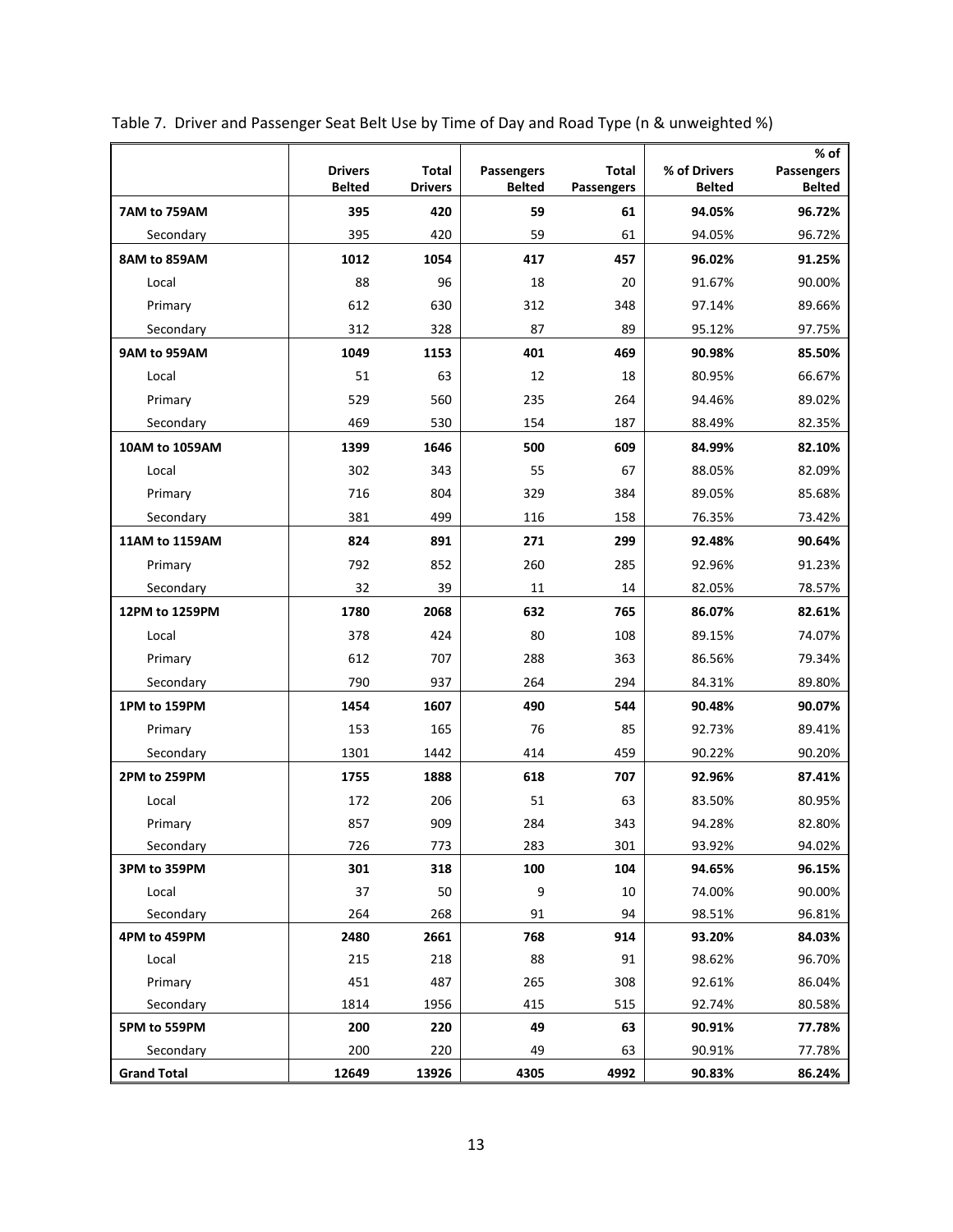Table 7. Driver and Passenger Seat Belt Use by Time of Day and Road Type (n & unweighted %)

| | Drivers Belted | Total Drivers | Passengers Belted | Total Passengers | % of Drivers Belted | % of Passengers Belted |
|---|---|---|---|---|---|---|
| **7AM to 759AM** | **395** | **420** | **59** | **61** | **94.05%** | **96.72%** |
| Secondary | 395 | 420 | 59 | 61 | 94.05% | 96.72% |
| **8AM to 859AM** | **1012** | **1054** | **417** | **457** | **96.02%** | **91.25%** |
| Local | 88 | 96 | 18 | 20 | 91.67% | 90.00% |
| Primary | 612 | 630 | 312 | 348 | 97.14% | 89.66% |
| Secondary | 312 | 328 | 87 | 89 | 95.12% | 97.75% |
| **9AM to 959AM** | **1049** | **1153** | **401** | **469** | **90.98%** | **85.50%** |
| Local | 51 | 63 | 12 | 18 | 80.95% | 66.67% |
| Primary | 529 | 560 | 235 | 264 | 94.46% | 89.02% |
| Secondary | 469 | 530 | 154 | 187 | 88.49% | 82.35% |
| **10AM to 1059AM** | **1399** | **1646** | **500** | **609** | **84.99%** | **82.10%** |
| Local | 302 | 343 | 55 | 67 | 88.05% | 82.09% |
| Primary | 716 | 804 | 329 | 384 | 89.05% | 85.68% |
| Secondary | 381 | 499 | 116 | 158 | 76.35% | 73.42% |
| **11AM to 1159AM** | **824** | **891** | **271** | **299** | **92.48%** | **90.64%** |
| Primary | 792 | 852 | 260 | 285 | 92.96% | 91.23% |
| Secondary | 32 | 39 | 11 | 14 | 82.05% | 78.57% |
| **12PM to 1259PM** | **1780** | **2068** | **632** | **765** | **86.07%** | **82.61%** |
| Local | 378 | 424 | 80 | 108 | 89.15% | 74.07% |
| Primary | 612 | 707 | 288 | 363 | 86.56% | 79.34% |
| Secondary | 790 | 937 | 264 | 294 | 84.31% | 89.80% |
| **1PM to 159PM** | **1454** | **1607** | **490** | **544** | **90.48%** | **90.07%** |
| Primary | 153 | 165 | 76 | 85 | 92.73% | 89.41% |
| Secondary | 1301 | 1442 | 414 | 459 | 90.22% | 90.20% |
| **2PM to 259PM** | **1755** | **1888** | **618** | **707** | **92.96%** | **87.41%** |
| Local | 172 | 206 | 51 | 63 | 83.50% | 80.95% |
| Primary | 857 | 909 | 284 | 343 | 94.28% | 82.80% |
| Secondary | 726 | 773 | 283 | 301 | 93.92% | 94.02% |
| **3PM to 359PM** | **301** | **318** | **100** | **104** | **94.65%** | **96.15%** |
| Local | 37 | 50 | 9 | 10 | 74.00% | 90.00% |
| Secondary | 264 | 268 | 91 | 94 | 98.51% | 96.81% |
| **4PM to 459PM** | **2480** | **2661** | **768** | **914** | **93.20%** | **84.03%** |
| Local | 215 | 218 | 88 | 91 | 98.62% | 96.70% |
| Primary | 451 | 487 | 265 | 308 | 92.61% | 86.04% |
| Secondary | 1814 | 1956 | 415 | 515 | 92.74% | 80.58% |
| **5PM to 559PM** | **200** | **220** | **49** | **63** | **90.91%** | **77.78%** |
| Secondary | 200 | 220 | 49 | 63 | 90.91% | 77.78% |
| **Grand Total** | **12649** | **13926** | **4305** | **4992** | **90.83%** | **86.24%** |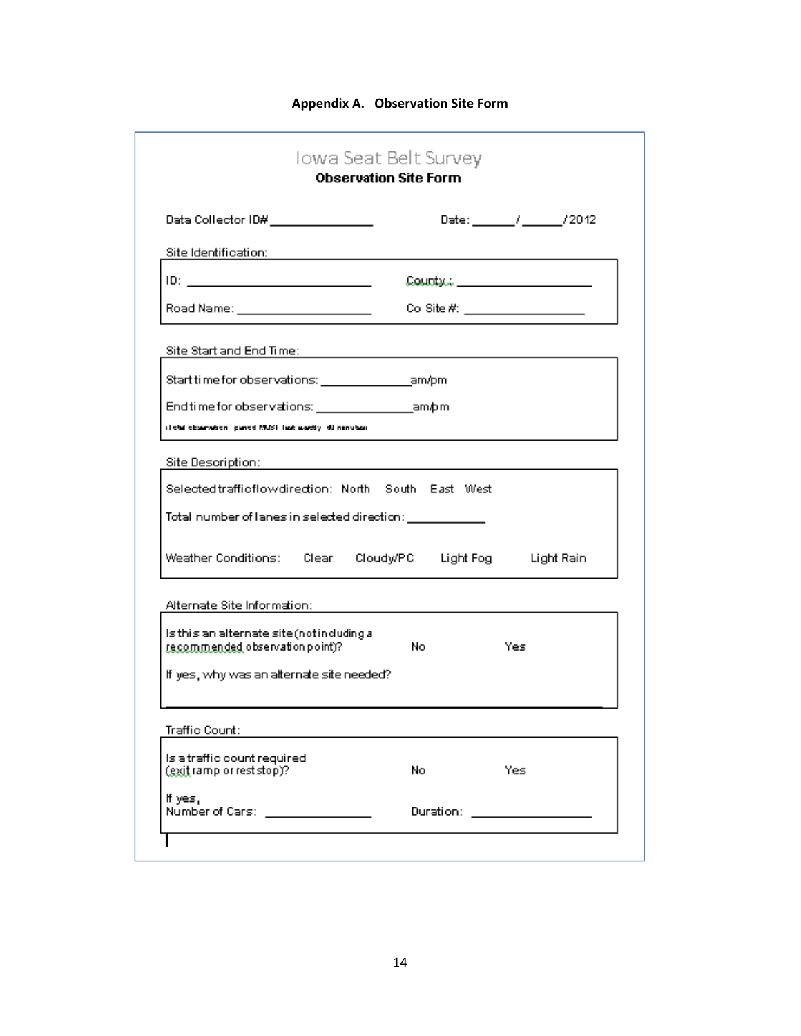**Appendix A. Observation Site Form**

Iowa Seat Belt Survey

**Observation Site Form**

Data Collector ID# _______________ Date: ______/______/2012

Site Identification:

ID: ___________________________ County: ____________________

Road Name: ___________________ Co Site #: __________________

Site Start and End Time:

Start time for observations: _____________am/pm

End time for observations: _______________am/pm

(Total observation period MUST last exactly 60 minutes)

Site Description:

Selected traffic flow direction: North South East West

Total number of lanes in selected direction: ___________

Weather Conditions: Clear Cloudy/PC Light Fog Light Rain

Alternate Site Information:

Is this an alternate site (not including a recommended observation point)? No Yes

If yes, why was an alternate site needed?

_______________________________________________

Traffic Count:

Is a traffic count required (exit ramp or rest stop)? No Yes

If yes,
Number of Cars: _______________ Duration: __________________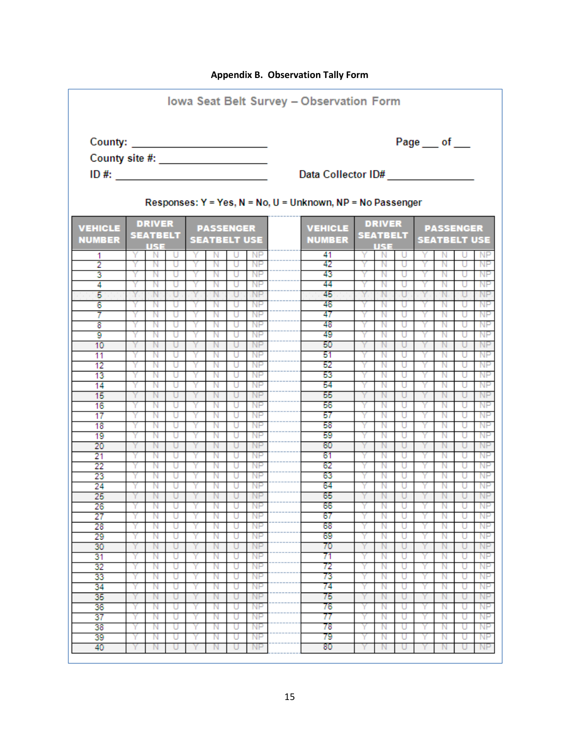**Appendix B. Observation Tally Form**

Iowa Seat Belt Survey – Observation Form

County: ______________________ Page ___ of ___

County site #: ________________

ID #: ______________________ Data Collector ID# ____________

Responses: Y = Yes, N = No, U = Unknown, NP = No Passenger

| VEHICLE NUMBER | DRIVER SEATBELT USE | | | PASSENGER SEATBELT USE | | | | VEHICLE NUMBER | DRIVER SEATBELT USE | | | PASSENGER SEATBELT USE | | | |
|---|---|---|---|---|---|---|---|---|---|---|---|---|---|---|---|
| 1 | Y | N | U | Y | N | U | NP | 41 | Y | N | U | Y | N | U | NP |
| 2 | Y | N | U | Y | N | U | NP | 42 | Y | N | U | Y | N | U | NP |
| 3 | Y | N | U | Y | N | U | NP | 43 | Y | N | U | Y | N | U | NP |
| 4 | Y | N | U | Y | N | U | NP | 44 | Y | N | U | Y | N | U | NP |
| 5 | Y | N | U | Y | N | U | NP | 45 | Y | N | U | Y | N | U | NP |
| 6 | Y | N | U | Y | N | U | NP | 46 | Y | N | U | Y | N | U | NP |
| 7 | Y | N | U | Y | N | U | NP | 47 | Y | N | U | Y | N | U | NP |
| 8 | Y | N | U | Y | N | U | NP | 48 | Y | N | U | Y | N | U | NP |
| 9 | Y | N | U | Y | N | U | NP | 49 | Y | N | U | Y | N | U | NP |
| 10 | Y | N | U | Y | N | U | NP | 50 | Y | N | U | Y | N | U | NP |
| 11 | Y | N | U | Y | N | U | NP | 51 | Y | N | U | Y | N | U | NP |
| 12 | Y | N | U | Y | N | U | NP | 52 | Y | N | U | Y | N | U | NP |
| 13 | Y | N | U | Y | N | U | NP | 53 | Y | N | U | Y | N | U | NP |
| 14 | Y | N | U | Y | N | U | NP | 54 | Y | N | U | Y | N | U | NP |
| 15 | Y | N | U | Y | N | U | NP | 55 | Y | N | U | Y | N | U | NP |
| 16 | Y | N | U | Y | N | U | NP | 56 | Y | N | U | Y | N | U | NP |
| 17 | Y | N | U | Y | N | U | NP | 57 | Y | N | U | Y | N | U | NP |
| 18 | Y | N | U | Y | N | U | NP | 58 | Y | N | U | Y | N | U | NP |
| 19 | Y | N | U | Y | N | U | NP | 59 | Y | N | U | Y | N | U | NP |
| 20 | Y | N | U | Y | N | U | NP | 60 | Y | N | U | Y | N | U | NP |
| 21 | Y | N | U | Y | N | U | NP | 61 | Y | N | U | Y | N | U | NP |
| 22 | Y | N | U | Y | N | U | NP | 62 | Y | N | U | Y | N | U | NP |
| 23 | Y | N | U | Y | N | U | NP | 63 | Y | N | U | Y | N | U | NP |
| 24 | Y | N | U | Y | N | U | NP | 64 | Y | N | U | Y | N | U | NP |
| 25 | Y | N | U | Y | N | U | NP | 65 | Y | N | U | Y | N | U | NP |
| 26 | Y | N | U | Y | N | U | NP | 66 | Y | N | U | Y | N | U | NP |
| 27 | Y | N | U | Y | N | U | NP | 67 | Y | N | U | Y | N | U | NP |
| 28 | Y | N | U | Y | N | U | NP | 68 | Y | N | U | Y | N | U | NP |
| 29 | Y | N | U | Y | N | U | NP | 69 | Y | N | U | Y | N | U | NP |
| 30 | Y | N | U | Y | N | U | NP | 70 | Y | N | U | Y | N | U | NP |
| 31 | Y | N | U | Y | N | U | NP | 71 | Y | N | U | Y | N | U | NP |
| 32 | Y | N | U | Y | N | U | NP | 72 | Y | N | U | Y | N | U | NP |
| 33 | Y | N | U | Y | N | U | NP | 73 | Y | N | U | Y | N | U | NP |
| 34 | Y | N | U | Y | N | U | NP | 74 | Y | N | U | Y | N | U | NP |
| 35 | Y | N | U | Y | N | U | NP | 75 | Y | N | U | Y | N | U | NP |
| 36 | Y | N | U | Y | N | U | NP | 76 | Y | N | U | Y | N | U | NP |
| 37 | Y | N | U | Y | N | U | NP | 77 | Y | N | U | Y | N | U | NP |
| 38 | Y | N | U | Y | N | U | NP | 78 | Y | N | U | Y | N | U | NP |
| 39 | Y | N | U | Y | N | U | NP | 79 | Y | N | U | Y | N | U | NP |
| 40 | Y | N | U | Y | N | U | NP | 80 | Y | N | U | Y | N | U | NP |